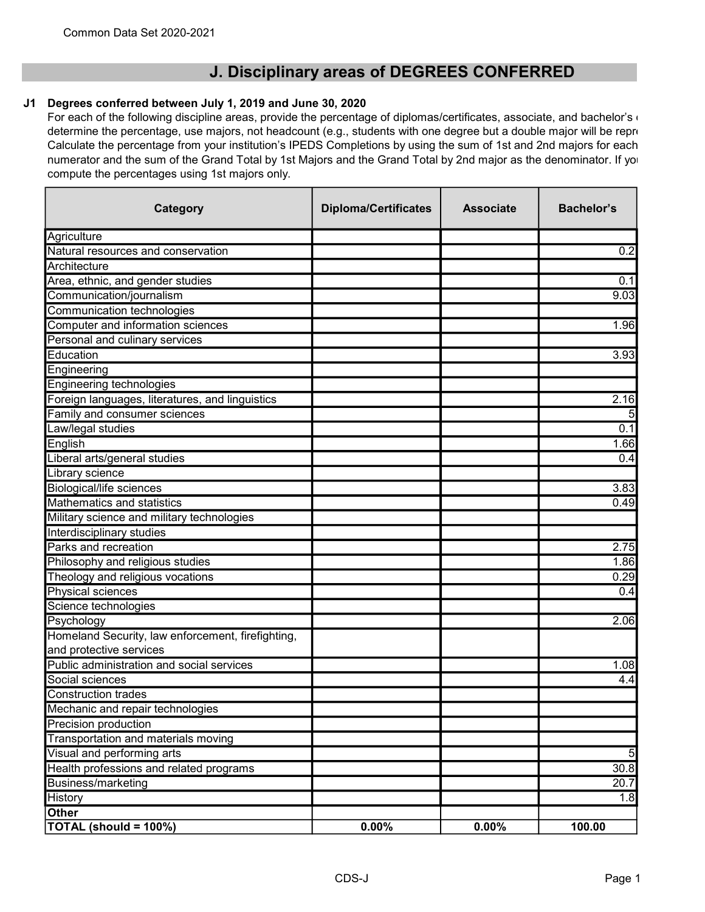Common Data Set 2020-2021

## J. Disciplinary areas of DEGREES CONFERRED

**J1 Degrees conferred between July 1, 2019 and June 30, 2020**

For each of the following discipline areas, provide the percentage of diplomas/certificates, associate, and bachelor's determine the percentage, use majors, not headcount (e.g., students with one degree but a double major will be repr Calculate the percentage from your institution's IPEDS Completions by using the sum of 1st and 2nd majors for each numerator and the sum of the Grand Total by 1st Majors and the Grand Total by 2nd major as the denominator. If yo compute the percentages using 1st majors only.

| Category | Diploma/Certificates | Associate | Bachelor's |
|---|---|---|---|
| Agriculture | | | |
| Natural resources and conservation | | | 0.2 |
| Architecture | | | |
| Area, ethnic, and gender studies | | | 0.1 |
| Communication/journalism | | | 9.03 |
| Communication technologies | | | |
| Computer and information sciences | | | 1.96 |
| Personal and culinary services | | | |
| Education | | | 3.93 |
| Engineering | | | |
| Engineering technologies | | | |
| Foreign languages, literatures, and linguistics | | | 2.16 |
| Family and consumer sciences | | | 5 |
| Law/legal studies | | | 0.1 |
| English | | | 1.66 |
| Liberal arts/general studies | | | 0.4 |
| Library science | | | |
| Biological/life sciences | | | 3.83 |
| Mathematics and statistics | | | 0.49 |
| Military science and military technologies | | | |
| Interdisciplinary studies | | | |
| Parks and recreation | | | 2.75 |
| Philosophy and religious studies | | | 1.86 |
| Theology and religious vocations | | | 0.29 |
| Physical sciences | | | 0.4 |
| Science technologies | | | |
| Psychology | | | 2.06 |
| Homeland Security, law enforcement, firefighting, and protective services | | | |
| Public administration and social services | | | 1.08 |
| Social sciences | | | 4.4 |
| Construction trades | | | |
| Mechanic and repair technologies | | | |
| Precision production | | | |
| Transportation and materials moving | | | |
| Visual and performing arts | | | 5 |
| Health professions and related programs | | | 30.8 |
| Business/marketing | | | 20.7 |
| History | | | 1.8 |
| **Other** | | | |
| **TOTAL (should = 100%)** | **0.00%** | **0.00%** | **100.00** |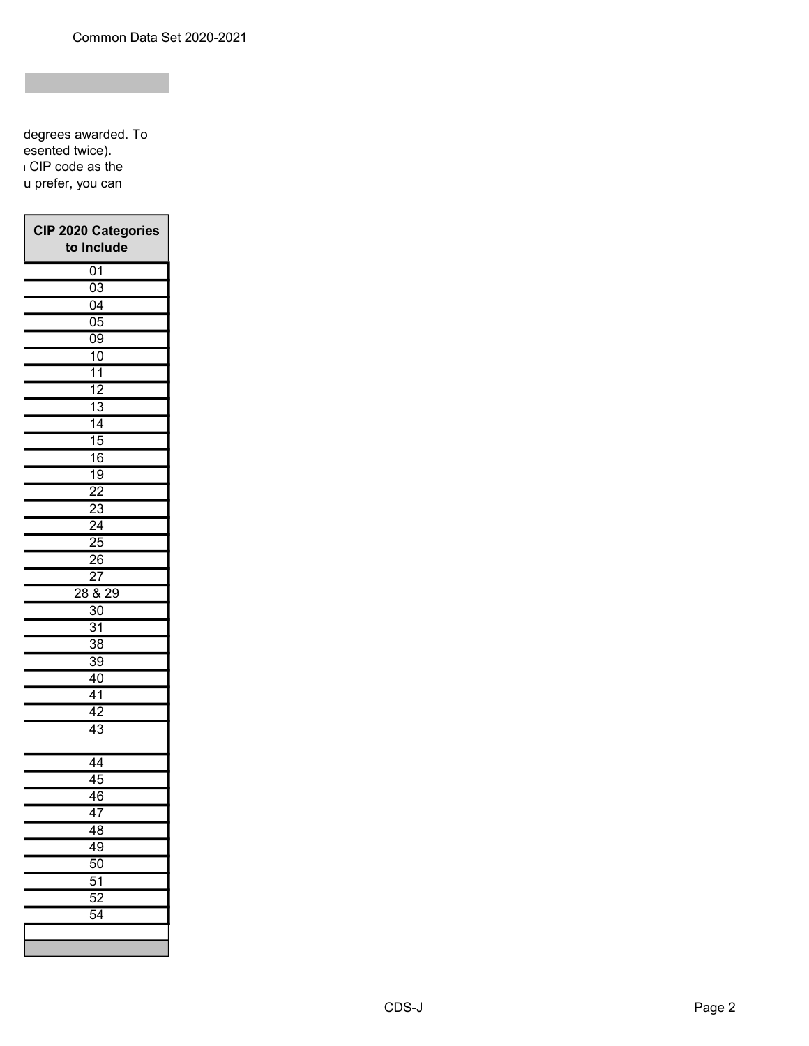degrees awarded. To
esented twice).
ı CIP code as the
u prefer, you can

| CIP 2020 Categories to Include |
| --- |
| 01 |
| 03 |
| 04 |
| 05 |
| 09 |
| 10 |
| 11 |
| 12 |
| 13 |
| 14 |
| 15 |
| 16 |
| 19 |
| 22 |
| 23 |
| 24 |
| 25 |
| 26 |
| 27 |
| 28 & 29 |
| 30 |
| 31 |
| 38 |
| 39 |
| 40 |
| 41 |
| 42 |
| 43 |
| 44 |
| 45 |
| 46 |
| 47 |
| 48 |
| 49 |
| 50 |
| 51 |
| 52 |
| 54 |
| |
| |

CDS-J